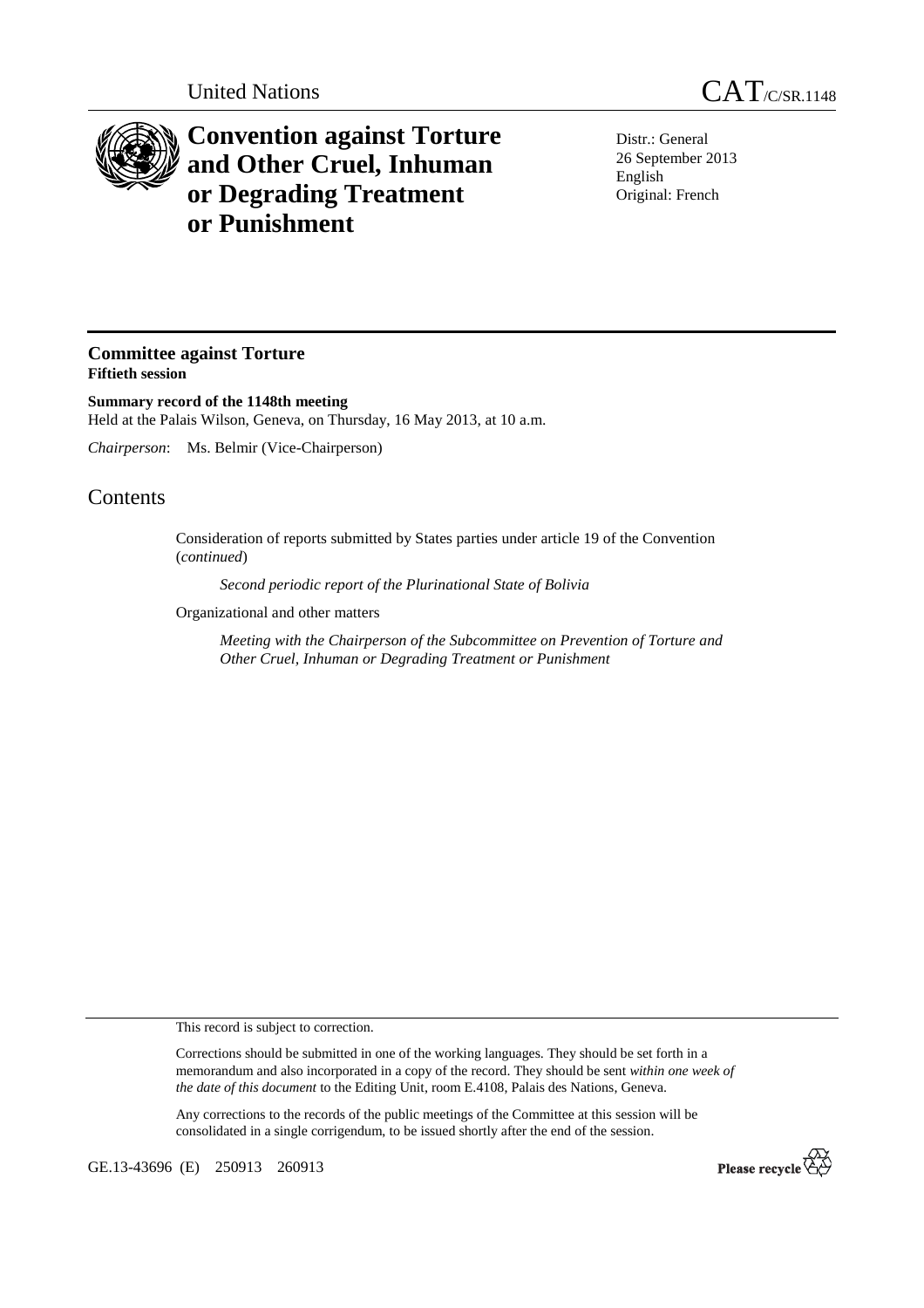United Nations

CAT/C/SR.1148

# Convention against Torture and Other Cruel, Inhuman or Degrading Treatment or Punishment

Distr.: General
26 September 2013
English
Original: French

## Committee against Torture
**Fiftieth session**

**Summary record of the 1148th meeting**
Held at the Palais Wilson, Geneva, on Thursday, 16 May 2013, at 10 a.m.

*Chairperson*: Ms. Belmir (Vice-Chairperson)

# Contents

Consideration of reports submitted by States parties under article 19 of the Convention (*continued*)

*Second periodic report of the Plurinational State of Bolivia*

Organizational and other matters

*Meeting with the Chairperson of the Subcommittee on Prevention of Torture and Other Cruel, Inhuman or Degrading Treatment or Punishment*

This record is subject to correction.

Corrections should be submitted in one of the working languages. They should be set forth in a memorandum and also incorporated in a copy of the record. They should be sent *within one week of the date of this document* to the Editing Unit, room E.4108, Palais des Nations, Geneva.

Any corrections to the records of the public meetings of the Committee at this session will be consolidated in a single corrigendum, to be issued shortly after the end of the session.

GE.13-43696 (E) 250913 260913

Please recycle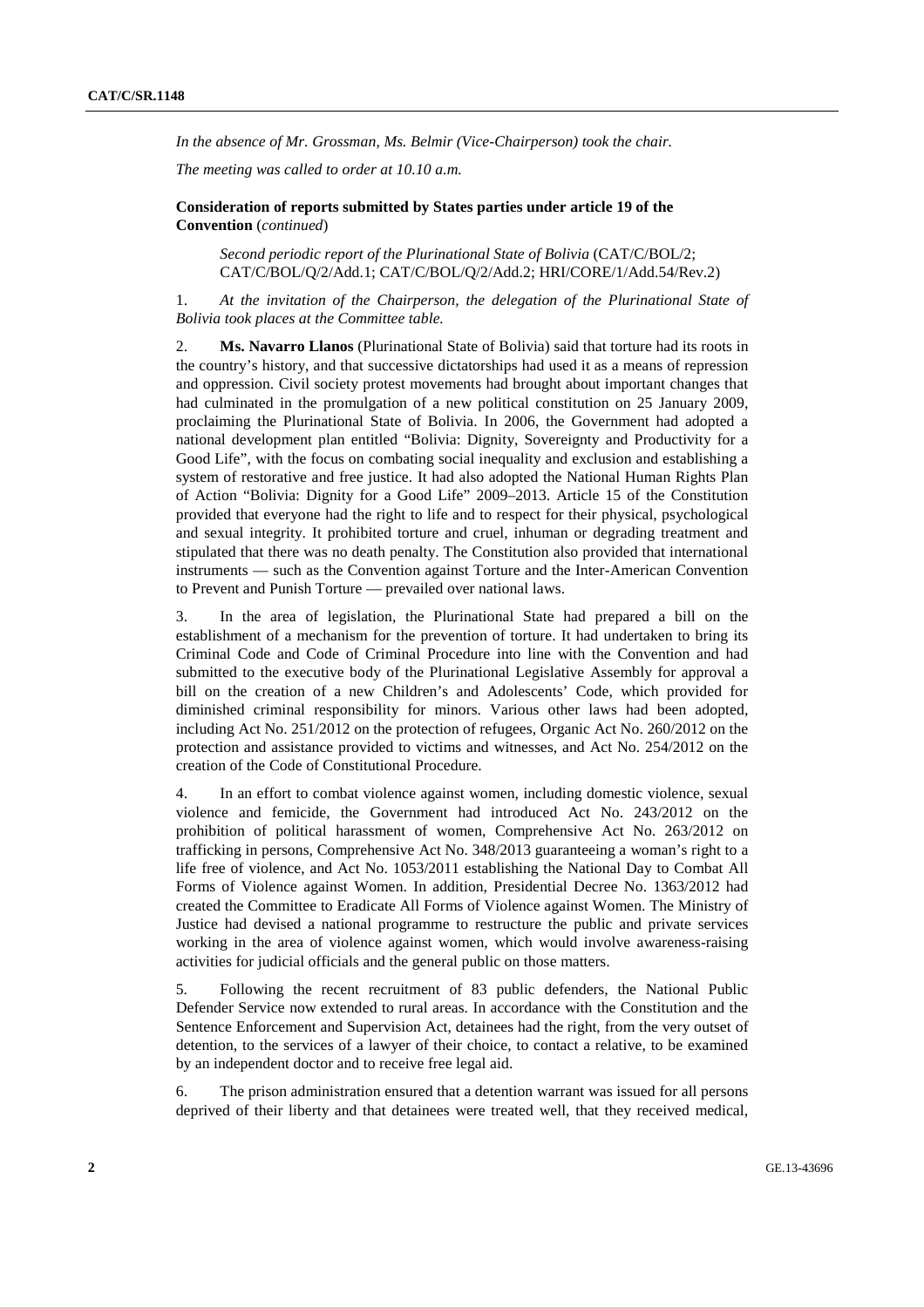*In the absence of Mr. Grossman, Ms. Belmir (Vice-Chairperson) took the chair.*

*The meeting was called to order at 10.10 a.m.*

**Consideration of reports submitted by States parties under article 19 of the Convention** (*continued*)

*Second periodic report of the Plurinational State of Bolivia* (CAT/C/BOL/2; CAT/C/BOL/Q/2/Add.1; CAT/C/BOL/Q/2/Add.2; HRI/CORE/1/Add.54/Rev.2)

1. *At the invitation of the Chairperson, the delegation of the Plurinational State of Bolivia took places at the Committee table.*

2. **Ms. Navarro Llanos** (Plurinational State of Bolivia) said that torture had its roots in the country's history, and that successive dictatorships had used it as a means of repression and oppression. Civil society protest movements had brought about important changes that had culminated in the promulgation of a new political constitution on 25 January 2009, proclaiming the Plurinational State of Bolivia. In 2006, the Government had adopted a national development plan entitled "Bolivia: Dignity, Sovereignty and Productivity for a Good Life", with the focus on combating social inequality and exclusion and establishing a system of restorative and free justice. It had also adopted the National Human Rights Plan of Action "Bolivia: Dignity for a Good Life" 2009–2013. Article 15 of the Constitution provided that everyone had the right to life and to respect for their physical, psychological and sexual integrity. It prohibited torture and cruel, inhuman or degrading treatment and stipulated that there was no death penalty. The Constitution also provided that international instruments — such as the Convention against Torture and the Inter-American Convention to Prevent and Punish Torture — prevailed over national laws.

3. In the area of legislation, the Plurinational State had prepared a bill on the establishment of a mechanism for the prevention of torture. It had undertaken to bring its Criminal Code and Code of Criminal Procedure into line with the Convention and had submitted to the executive body of the Plurinational Legislative Assembly for approval a bill on the creation of a new Children's and Adolescents' Code, which provided for diminished criminal responsibility for minors. Various other laws had been adopted, including Act No. 251/2012 on the protection of refugees, Organic Act No. 260/2012 on the protection and assistance provided to victims and witnesses, and Act No. 254/2012 on the creation of the Code of Constitutional Procedure.

4. In an effort to combat violence against women, including domestic violence, sexual violence and femicide, the Government had introduced Act No. 243/2012 on the prohibition of political harassment of women, Comprehensive Act No. 263/2012 on trafficking in persons, Comprehensive Act No. 348/2013 guaranteeing a woman's right to a life free of violence, and Act No. 1053/2011 establishing the National Day to Combat All Forms of Violence against Women. In addition, Presidential Decree No. 1363/2012 had created the Committee to Eradicate All Forms of Violence against Women. The Ministry of Justice had devised a national programme to restructure the public and private services working in the area of violence against women, which would involve awareness-raising activities for judicial officials and the general public on those matters.

5. Following the recent recruitment of 83 public defenders, the National Public Defender Service now extended to rural areas. In accordance with the Constitution and the Sentence Enforcement and Supervision Act, detainees had the right, from the very outset of detention, to the services of a lawyer of their choice, to contact a relative, to be examined by an independent doctor and to receive free legal aid.

6. The prison administration ensured that a detention warrant was issued for all persons deprived of their liberty and that detainees were treated well, that they received medical,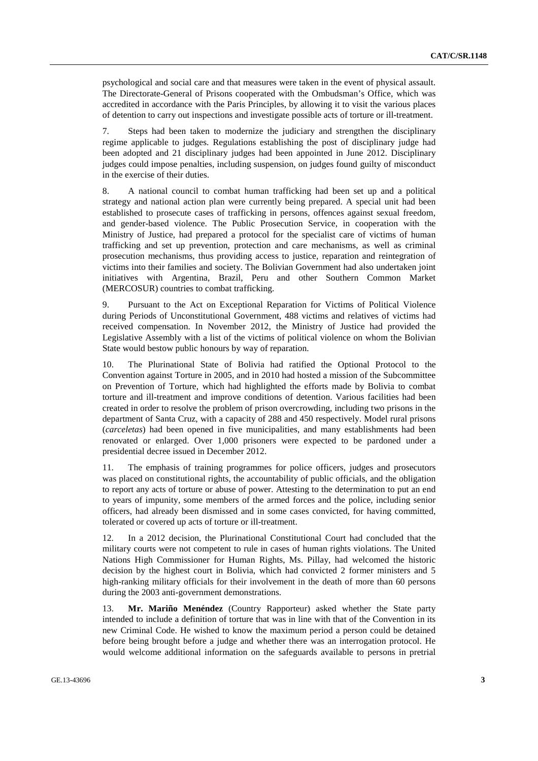psychological and social care and that measures were taken in the event of physical assault. The Directorate-General of Prisons cooperated with the Ombudsman's Office, which was accredited in accordance with the Paris Principles, by allowing it to visit the various places of detention to carry out inspections and investigate possible acts of torture or ill-treatment.

7. Steps had been taken to modernize the judiciary and strengthen the disciplinary regime applicable to judges. Regulations establishing the post of disciplinary judge had been adopted and 21 disciplinary judges had been appointed in June 2012. Disciplinary judges could impose penalties, including suspension, on judges found guilty of misconduct in the exercise of their duties.

8. A national council to combat human trafficking had been set up and a political strategy and national action plan were currently being prepared. A special unit had been established to prosecute cases of trafficking in persons, offences against sexual freedom, and gender-based violence. The Public Prosecution Service, in cooperation with the Ministry of Justice, had prepared a protocol for the specialist care of victims of human trafficking and set up prevention, protection and care mechanisms, as well as criminal prosecution mechanisms, thus providing access to justice, reparation and reintegration of victims into their families and society. The Bolivian Government had also undertaken joint initiatives with Argentina, Brazil, Peru and other Southern Common Market (MERCOSUR) countries to combat trafficking.

9. Pursuant to the Act on Exceptional Reparation for Victims of Political Violence during Periods of Unconstitutional Government, 488 victims and relatives of victims had received compensation. In November 2012, the Ministry of Justice had provided the Legislative Assembly with a list of the victims of political violence on whom the Bolivian State would bestow public honours by way of reparation.

10. The Plurinational State of Bolivia had ratified the Optional Protocol to the Convention against Torture in 2005, and in 2010 had hosted a mission of the Subcommittee on Prevention of Torture, which had highlighted the efforts made by Bolivia to combat torture and ill-treatment and improve conditions of detention. Various facilities had been created in order to resolve the problem of prison overcrowding, including two prisons in the department of Santa Cruz, with a capacity of 288 and 450 respectively. Model rural prisons (*carceletas*) had been opened in five municipalities, and many establishments had been renovated or enlarged. Over 1,000 prisoners were expected to be pardoned under a presidential decree issued in December 2012.

11. The emphasis of training programmes for police officers, judges and prosecutors was placed on constitutional rights, the accountability of public officials, and the obligation to report any acts of torture or abuse of power. Attesting to the determination to put an end to years of impunity, some members of the armed forces and the police, including senior officers, had already been dismissed and in some cases convicted, for having committed, tolerated or covered up acts of torture or ill-treatment.

12. In a 2012 decision, the Plurinational Constitutional Court had concluded that the military courts were not competent to rule in cases of human rights violations. The United Nations High Commissioner for Human Rights, Ms. Pillay, had welcomed the historic decision by the highest court in Bolivia, which had convicted 2 former ministers and 5 high-ranking military officials for their involvement in the death of more than 60 persons during the 2003 anti-government demonstrations.

13. **Mr. Mariño Menéndez** (Country Rapporteur) asked whether the State party intended to include a definition of torture that was in line with that of the Convention in its new Criminal Code. He wished to know the maximum period a person could be detained before being brought before a judge and whether there was an interrogation protocol. He would welcome additional information on the safeguards available to persons in pretrial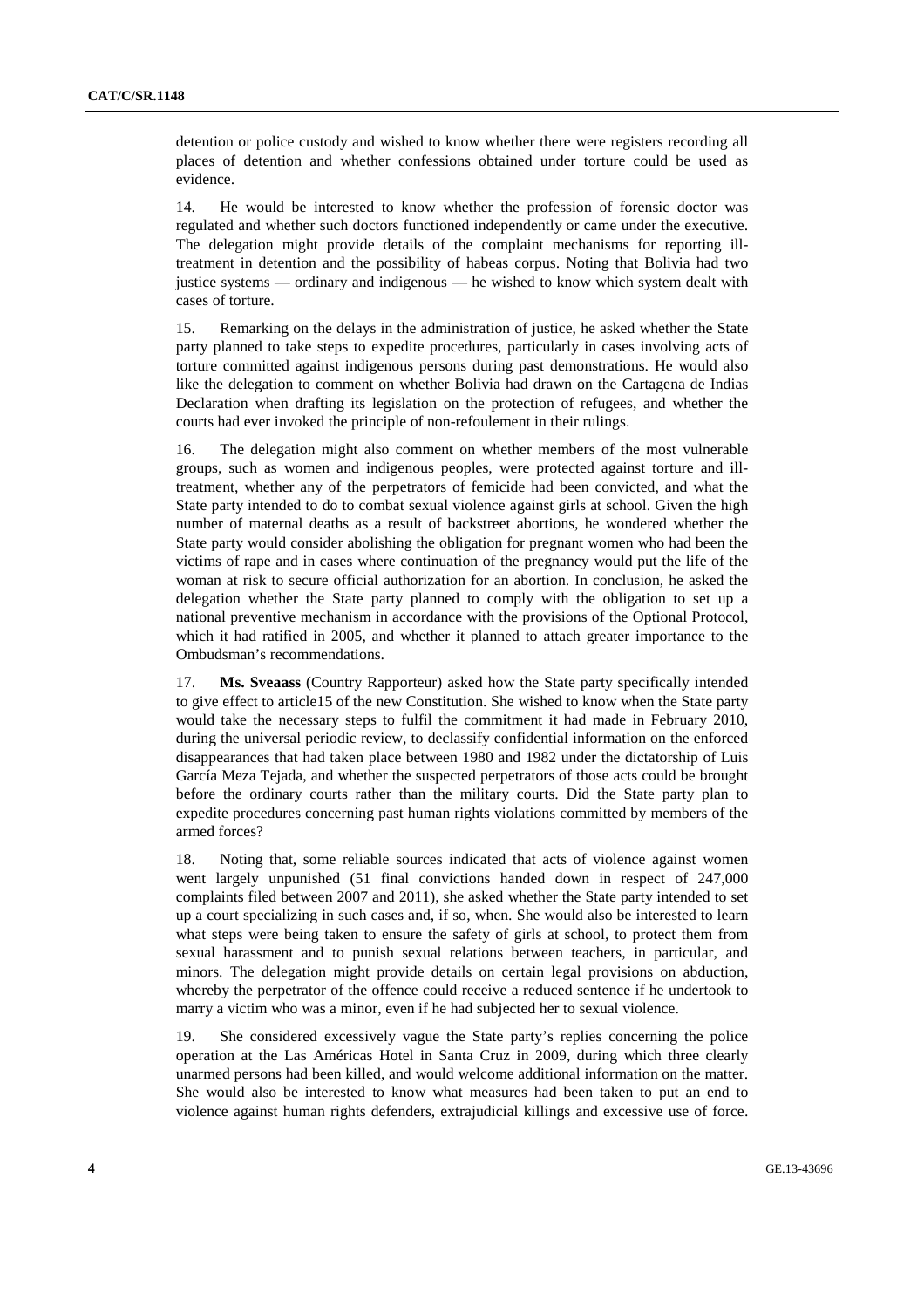detention or police custody and wished to know whether there were registers recording all places of detention and whether confessions obtained under torture could be used as evidence.

14. He would be interested to know whether the profession of forensic doctor was regulated and whether such doctors functioned independently or came under the executive. The delegation might provide details of the complaint mechanisms for reporting ill-treatment in detention and the possibility of habeas corpus. Noting that Bolivia had two justice systems — ordinary and indigenous — he wished to know which system dealt with cases of torture.

15. Remarking on the delays in the administration of justice, he asked whether the State party planned to take steps to expedite procedures, particularly in cases involving acts of torture committed against indigenous persons during past demonstrations. He would also like the delegation to comment on whether Bolivia had drawn on the Cartagena de Indias Declaration when drafting its legislation on the protection of refugees, and whether the courts had ever invoked the principle of non-refoulement in their rulings.

16. The delegation might also comment on whether members of the most vulnerable groups, such as women and indigenous peoples, were protected against torture and ill-treatment, whether any of the perpetrators of femicide had been convicted, and what the State party intended to do to combat sexual violence against girls at school. Given the high number of maternal deaths as a result of backstreet abortions, he wondered whether the State party would consider abolishing the obligation for pregnant women who had been the victims of rape and in cases where continuation of the pregnancy would put the life of the woman at risk to secure official authorization for an abortion. In conclusion, he asked the delegation whether the State party planned to comply with the obligation to set up a national preventive mechanism in accordance with the provisions of the Optional Protocol, which it had ratified in 2005, and whether it planned to attach greater importance to the Ombudsman's recommendations.

17. **Ms. Sveaass** (Country Rapporteur) asked how the State party specifically intended to give effect to article15 of the new Constitution. She wished to know when the State party would take the necessary steps to fulfil the commitment it had made in February 2010, during the universal periodic review, to declassify confidential information on the enforced disappearances that had taken place between 1980 and 1982 under the dictatorship of Luis García Meza Tejada, and whether the suspected perpetrators of those acts could be brought before the ordinary courts rather than the military courts. Did the State party plan to expedite procedures concerning past human rights violations committed by members of the armed forces?

18. Noting that, some reliable sources indicated that acts of violence against women went largely unpunished (51 final convictions handed down in respect of 247,000 complaints filed between 2007 and 2011), she asked whether the State party intended to set up a court specializing in such cases and, if so, when. She would also be interested to learn what steps were being taken to ensure the safety of girls at school, to protect them from sexual harassment and to punish sexual relations between teachers, in particular, and minors. The delegation might provide details on certain legal provisions on abduction, whereby the perpetrator of the offence could receive a reduced sentence if he undertook to marry a victim who was a minor, even if he had subjected her to sexual violence.

19. She considered excessively vague the State party's replies concerning the police operation at the Las Américas Hotel in Santa Cruz in 2009, during which three clearly unarmed persons had been killed, and would welcome additional information on the matter. She would also be interested to know what measures had been taken to put an end to violence against human rights defenders, extrajudicial killings and excessive use of force.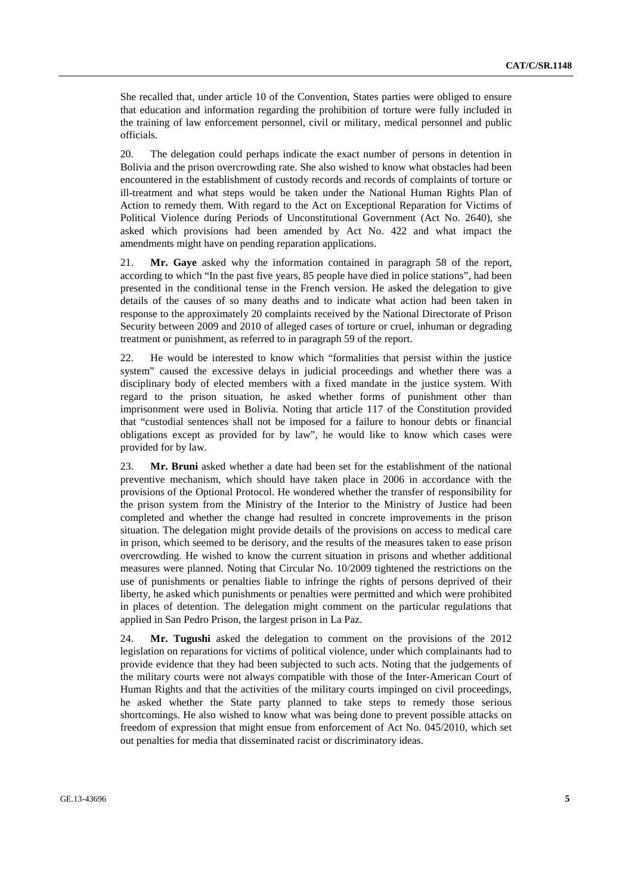She recalled that, under article 10 of the Convention, States parties were obliged to ensure that education and information regarding the prohibition of torture were fully included in the training of law enforcement personnel, civil or military, medical personnel and public officials.

20. The delegation could perhaps indicate the exact number of persons in detention in Bolivia and the prison overcrowding rate. She also wished to know what obstacles had been encountered in the establishment of custody records and records of complaints of torture or ill-treatment and what steps would be taken under the National Human Rights Plan of Action to remedy them. With regard to the Act on Exceptional Reparation for Victims of Political Violence during Periods of Unconstitutional Government (Act No. 2640), she asked which provisions had been amended by Act No. 422 and what impact the amendments might have on pending reparation applications.

21. **Mr. Gaye** asked why the information contained in paragraph 58 of the report, according to which "In the past five years, 85 people have died in police stations", had been presented in the conditional tense in the French version. He asked the delegation to give details of the causes of so many deaths and to indicate what action had been taken in response to the approximately 20 complaints received by the National Directorate of Prison Security between 2009 and 2010 of alleged cases of torture or cruel, inhuman or degrading treatment or punishment, as referred to in paragraph 59 of the report.

22. He would be interested to know which "formalities that persist within the justice system" caused the excessive delays in judicial proceedings and whether there was a disciplinary body of elected members with a fixed mandate in the justice system. With regard to the prison situation, he asked whether forms of punishment other than imprisonment were used in Bolivia. Noting that article 117 of the Constitution provided that "custodial sentences shall not be imposed for a failure to honour debts or financial obligations except as provided for by law", he would like to know which cases were provided for by law.

23. **Mr. Bruni** asked whether a date had been set for the establishment of the national preventive mechanism, which should have taken place in 2006 in accordance with the provisions of the Optional Protocol. He wondered whether the transfer of responsibility for the prison system from the Ministry of the Interior to the Ministry of Justice had been completed and whether the change had resulted in concrete improvements in the prison situation. The delegation might provide details of the provisions on access to medical care in prison, which seemed to be derisory, and the results of the measures taken to ease prison overcrowding. He wished to know the current situation in prisons and whether additional measures were planned. Noting that Circular No. 10/2009 tightened the restrictions on the use of punishments or penalties liable to infringe the rights of persons deprived of their liberty, he asked which punishments or penalties were permitted and which were prohibited in places of detention. The delegation might comment on the particular regulations that applied in San Pedro Prison, the largest prison in La Paz.

24. **Mr. Tugushi** asked the delegation to comment on the provisions of the 2012 legislation on reparations for victims of political violence, under which complainants had to provide evidence that they had been subjected to such acts. Noting that the judgements of the military courts were not always compatible with those of the Inter-American Court of Human Rights and that the activities of the military courts impinged on civil proceedings, he asked whether the State party planned to take steps to remedy those serious shortcomings. He also wished to know what was being done to prevent possible attacks on freedom of expression that might ensue from enforcement of Act No. 045/2010, which set out penalties for media that disseminated racist or discriminatory ideas.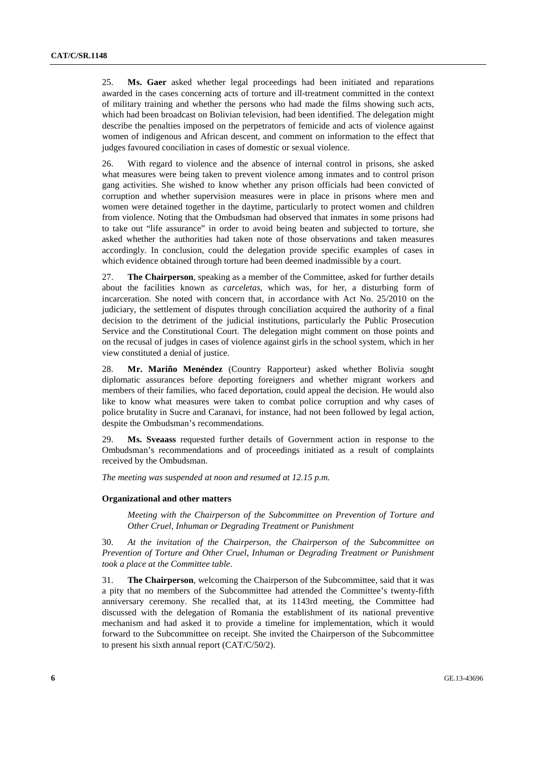25. **Ms. Gaer** asked whether legal proceedings had been initiated and reparations awarded in the cases concerning acts of torture and ill-treatment committed in the context of military training and whether the persons who had made the films showing such acts, which had been broadcast on Bolivian television, had been identified. The delegation might describe the penalties imposed on the perpetrators of femicide and acts of violence against women of indigenous and African descent, and comment on information to the effect that judges favoured conciliation in cases of domestic or sexual violence.

26. With regard to violence and the absence of internal control in prisons, she asked what measures were being taken to prevent violence among inmates and to control prison gang activities. She wished to know whether any prison officials had been convicted of corruption and whether supervision measures were in place in prisons where men and women were detained together in the daytime, particularly to protect women and children from violence. Noting that the Ombudsman had observed that inmates in some prisons had to take out "life assurance" in order to avoid being beaten and subjected to torture, she asked whether the authorities had taken note of those observations and taken measures accordingly. In conclusion, could the delegation provide specific examples of cases in which evidence obtained through torture had been deemed inadmissible by a court.

27. **The Chairperson**, speaking as a member of the Committee, asked for further details about the facilities known as *carceletas*, which was, for her, a disturbing form of incarceration. She noted with concern that, in accordance with Act No. 25/2010 on the judiciary, the settlement of disputes through conciliation acquired the authority of a final decision to the detriment of the judicial institutions, particularly the Public Prosecution Service and the Constitutional Court. The delegation might comment on those points and on the recusal of judges in cases of violence against girls in the school system, which in her view constituted a denial of justice.

28. **Mr. Mariño Menéndez** (Country Rapporteur) asked whether Bolivia sought diplomatic assurances before deporting foreigners and whether migrant workers and members of their families, who faced deportation, could appeal the decision. He would also like to know what measures were taken to combat police corruption and why cases of police brutality in Sucre and Caranavi, for instance, had not been followed by legal action, despite the Ombudsman's recommendations.

29. **Ms. Sveaass** requested further details of Government action in response to the Ombudsman's recommendations and of proceedings initiated as a result of complaints received by the Ombudsman.

*The meeting was suspended at noon and resumed at 12.15 p.m.*

### Organizational and other matters

*Meeting with the Chairperson of the Subcommittee on Prevention of Torture and Other Cruel, Inhuman or Degrading Treatment or Punishment*

30. *At the invitation of the Chairperson, the Chairperson of the Subcommittee on Prevention of Torture and Other Cruel, Inhuman or Degrading Treatment or Punishment took a place at the Committee table*.

31. **The Chairperson**, welcoming the Chairperson of the Subcommittee, said that it was a pity that no members of the Subcommittee had attended the Committee's twenty-fifth anniversary ceremony. She recalled that, at its 1143rd meeting, the Committee had discussed with the delegation of Romania the establishment of its national preventive mechanism and had asked it to provide a timeline for implementation, which it would forward to the Subcommittee on receipt. She invited the Chairperson of the Subcommittee to present his sixth annual report (CAT/C/50/2).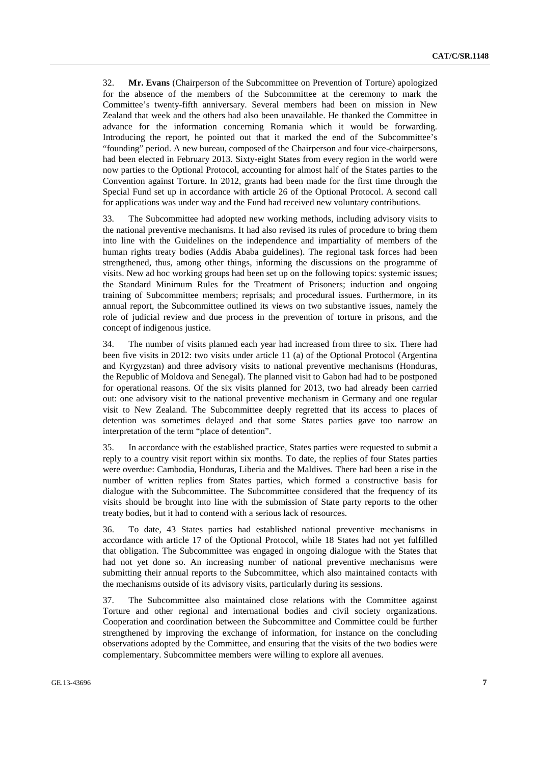32. **Mr. Evans** (Chairperson of the Subcommittee on Prevention of Torture) apologized for the absence of the members of the Subcommittee at the ceremony to mark the Committee's twenty-fifth anniversary. Several members had been on mission in New Zealand that week and the others had also been unavailable. He thanked the Committee in advance for the information concerning Romania which it would be forwarding. Introducing the report, he pointed out that it marked the end of the Subcommittee's "founding" period. A new bureau, composed of the Chairperson and four vice-chairpersons, had been elected in February 2013. Sixty-eight States from every region in the world were now parties to the Optional Protocol, accounting for almost half of the States parties to the Convention against Torture. In 2012, grants had been made for the first time through the Special Fund set up in accordance with article 26 of the Optional Protocol. A second call for applications was under way and the Fund had received new voluntary contributions.

33. The Subcommittee had adopted new working methods, including advisory visits to the national preventive mechanisms. It had also revised its rules of procedure to bring them into line with the Guidelines on the independence and impartiality of members of the human rights treaty bodies (Addis Ababa guidelines). The regional task forces had been strengthened, thus, among other things, informing the discussions on the programme of visits. New ad hoc working groups had been set up on the following topics: systemic issues; the Standard Minimum Rules for the Treatment of Prisoners; induction and ongoing training of Subcommittee members; reprisals; and procedural issues. Furthermore, in its annual report, the Subcommittee outlined its views on two substantive issues, namely the role of judicial review and due process in the prevention of torture in prisons, and the concept of indigenous justice.

34. The number of visits planned each year had increased from three to six. There had been five visits in 2012: two visits under article 11 (a) of the Optional Protocol (Argentina and Kyrgyzstan) and three advisory visits to national preventive mechanisms (Honduras, the Republic of Moldova and Senegal). The planned visit to Gabon had had to be postponed for operational reasons. Of the six visits planned for 2013, two had already been carried out: one advisory visit to the national preventive mechanism in Germany and one regular visit to New Zealand. The Subcommittee deeply regretted that its access to places of detention was sometimes delayed and that some States parties gave too narrow an interpretation of the term "place of detention".

35. In accordance with the established practice, States parties were requested to submit a reply to a country visit report within six months. To date, the replies of four States parties were overdue: Cambodia, Honduras, Liberia and the Maldives. There had been a rise in the number of written replies from States parties, which formed a constructive basis for dialogue with the Subcommittee. The Subcommittee considered that the frequency of its visits should be brought into line with the submission of State party reports to the other treaty bodies, but it had to contend with a serious lack of resources.

36. To date, 43 States parties had established national preventive mechanisms in accordance with article 17 of the Optional Protocol, while 18 States had not yet fulfilled that obligation. The Subcommittee was engaged in ongoing dialogue with the States that had not yet done so. An increasing number of national preventive mechanisms were submitting their annual reports to the Subcommittee, which also maintained contacts with the mechanisms outside of its advisory visits, particularly during its sessions.

37. The Subcommittee also maintained close relations with the Committee against Torture and other regional and international bodies and civil society organizations. Cooperation and coordination between the Subcommittee and Committee could be further strengthened by improving the exchange of information, for instance on the concluding observations adopted by the Committee, and ensuring that the visits of the two bodies were complementary. Subcommittee members were willing to explore all avenues.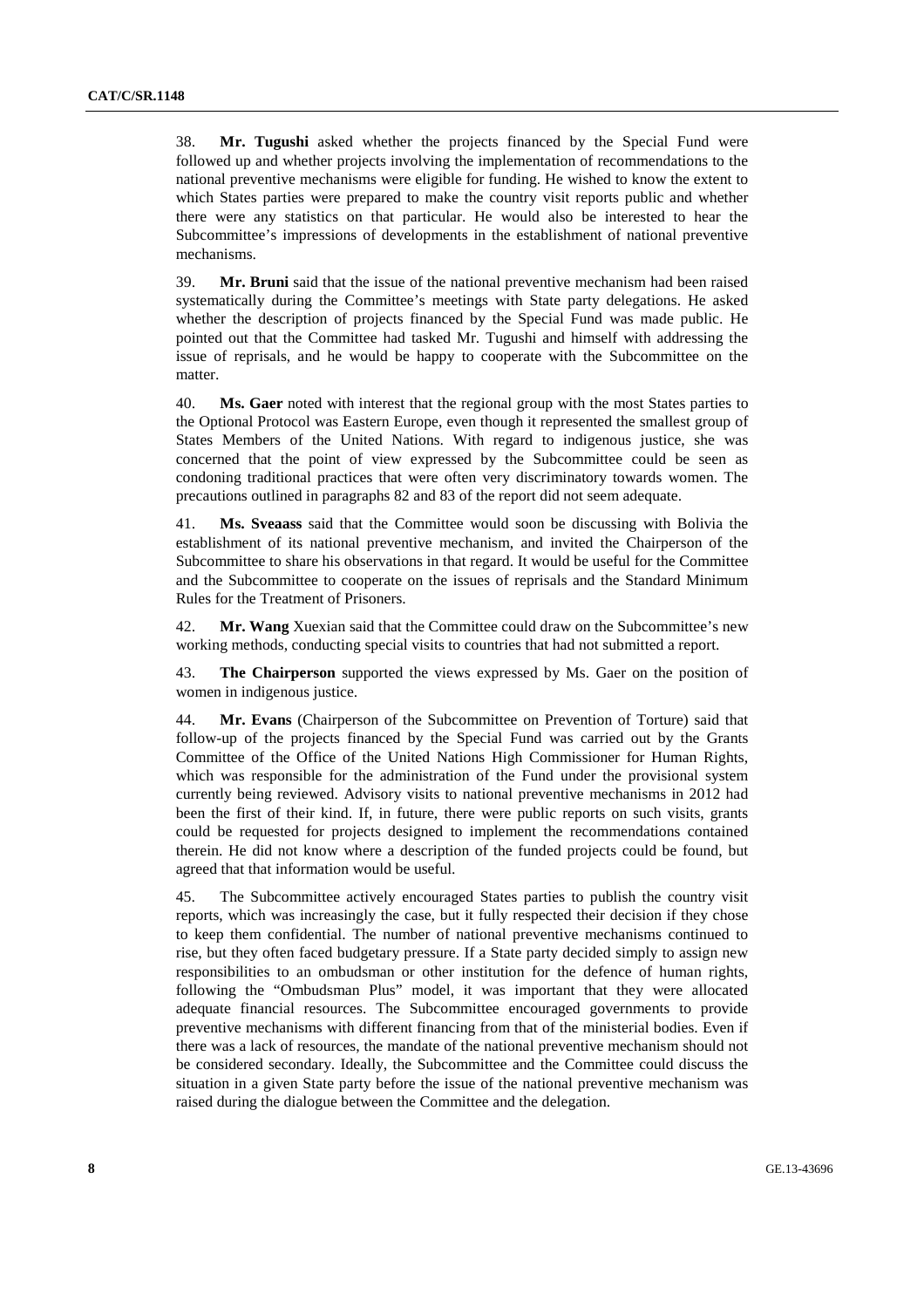38. **Mr. Tugushi** asked whether the projects financed by the Special Fund were followed up and whether projects involving the implementation of recommendations to the national preventive mechanisms were eligible for funding. He wished to know the extent to which States parties were prepared to make the country visit reports public and whether there were any statistics on that particular. He would also be interested to hear the Subcommittee's impressions of developments in the establishment of national preventive mechanisms.

39. **Mr. Bruni** said that the issue of the national preventive mechanism had been raised systematically during the Committee's meetings with State party delegations. He asked whether the description of projects financed by the Special Fund was made public. He pointed out that the Committee had tasked Mr. Tugushi and himself with addressing the issue of reprisals, and he would be happy to cooperate with the Subcommittee on the matter.

40. **Ms. Gaer** noted with interest that the regional group with the most States parties to the Optional Protocol was Eastern Europe, even though it represented the smallest group of States Members of the United Nations. With regard to indigenous justice, she was concerned that the point of view expressed by the Subcommittee could be seen as condoning traditional practices that were often very discriminatory towards women. The precautions outlined in paragraphs 82 and 83 of the report did not seem adequate.

41. **Ms. Sveaass** said that the Committee would soon be discussing with Bolivia the establishment of its national preventive mechanism, and invited the Chairperson of the Subcommittee to share his observations in that regard. It would be useful for the Committee and the Subcommittee to cooperate on the issues of reprisals and the Standard Minimum Rules for the Treatment of Prisoners.

42. **Mr. Wang** Xuexian said that the Committee could draw on the Subcommittee's new working methods, conducting special visits to countries that had not submitted a report.

43. **The Chairperson** supported the views expressed by Ms. Gaer on the position of women in indigenous justice.

44. **Mr. Evans** (Chairperson of the Subcommittee on Prevention of Torture) said that follow-up of the projects financed by the Special Fund was carried out by the Grants Committee of the Office of the United Nations High Commissioner for Human Rights, which was responsible for the administration of the Fund under the provisional system currently being reviewed. Advisory visits to national preventive mechanisms in 2012 had been the first of their kind. If, in future, there were public reports on such visits, grants could be requested for projects designed to implement the recommendations contained therein. He did not know where a description of the funded projects could be found, but agreed that that information would be useful.

45. The Subcommittee actively encouraged States parties to publish the country visit reports, which was increasingly the case, but it fully respected their decision if they chose to keep them confidential. The number of national preventive mechanisms continued to rise, but they often faced budgetary pressure. If a State party decided simply to assign new responsibilities to an ombudsman or other institution for the defence of human rights, following the "Ombudsman Plus" model, it was important that they were allocated adequate financial resources. The Subcommittee encouraged governments to provide preventive mechanisms with different financing from that of the ministerial bodies. Even if there was a lack of resources, the mandate of the national preventive mechanism should not be considered secondary. Ideally, the Subcommittee and the Committee could discuss the situation in a given State party before the issue of the national preventive mechanism was raised during the dialogue between the Committee and the delegation.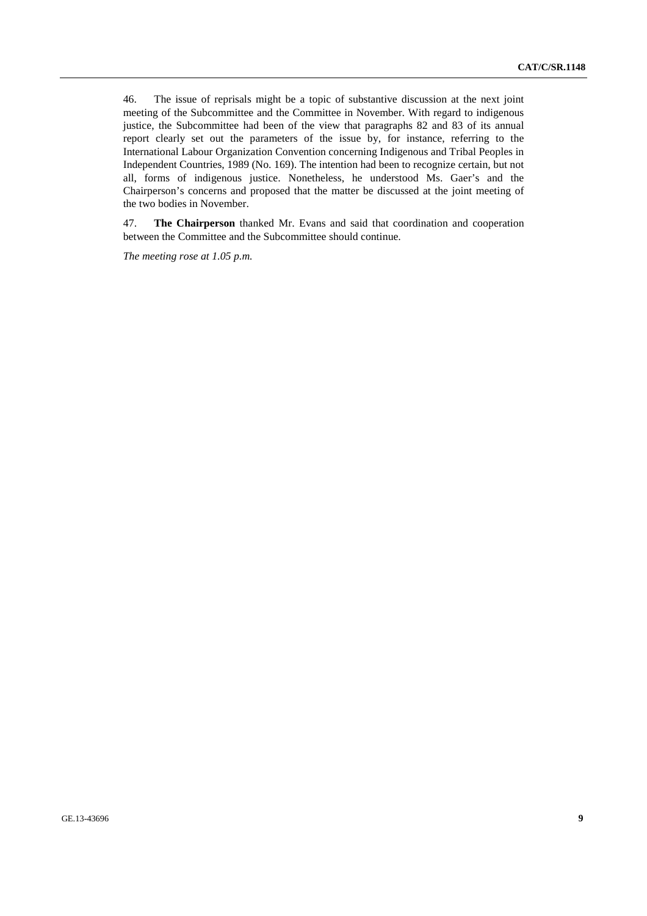46. The issue of reprisals might be a topic of substantive discussion at the next joint meeting of the Subcommittee and the Committee in November. With regard to indigenous justice, the Subcommittee had been of the view that paragraphs 82 and 83 of its annual report clearly set out the parameters of the issue by, for instance, referring to the International Labour Organization Convention concerning Indigenous and Tribal Peoples in Independent Countries, 1989 (No. 169). The intention had been to recognize certain, but not all, forms of indigenous justice. Nonetheless, he understood Ms. Gaer's and the Chairperson's concerns and proposed that the matter be discussed at the joint meeting of the two bodies in November.

47. **The Chairperson** thanked Mr. Evans and said that coordination and cooperation between the Committee and the Subcommittee should continue.

*The meeting rose at 1.05 p.m.*